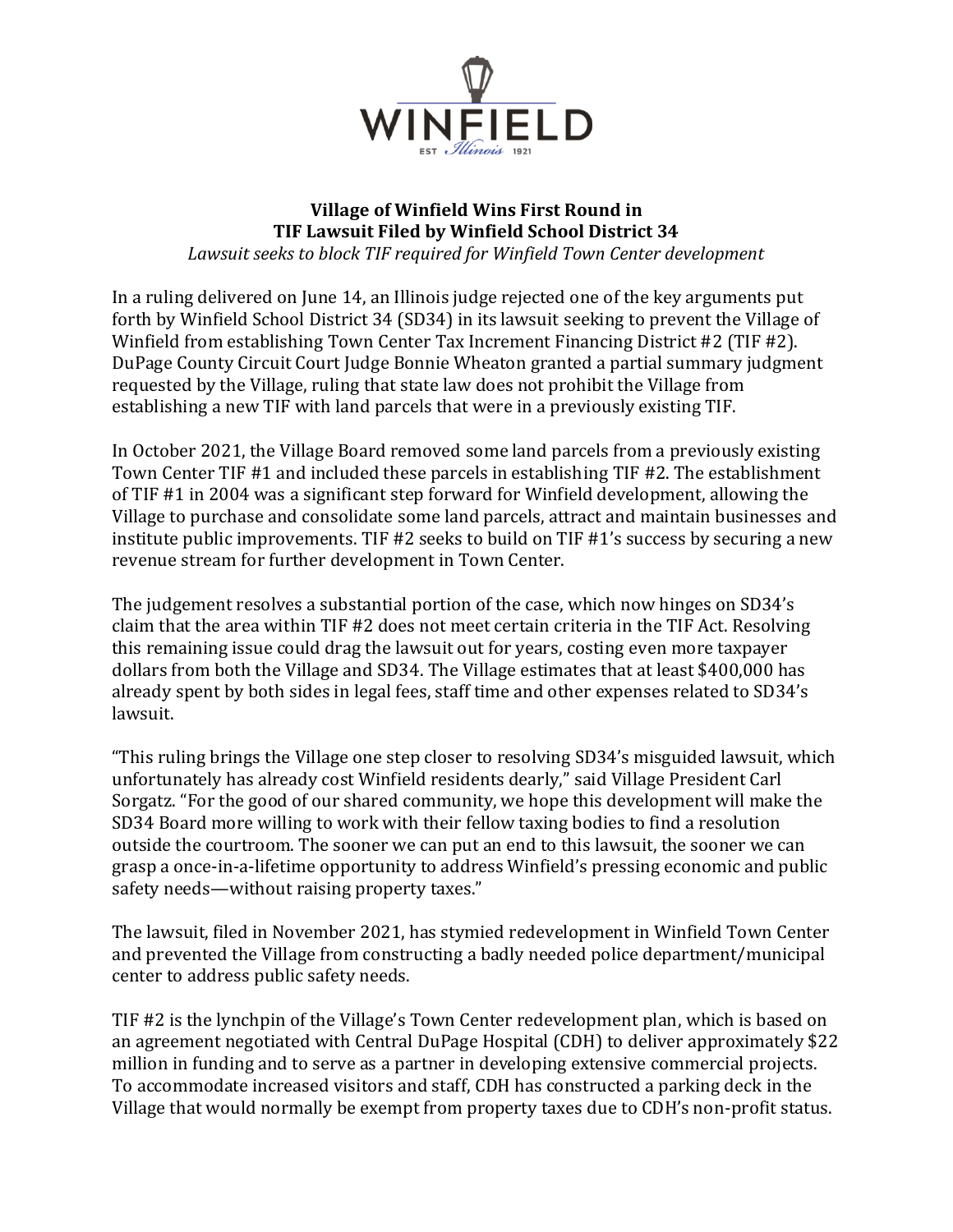WINFIELD

EST *Illinois* 1921

**Village of Winfield Wins First Round in TIF Lawsuit Filed by Winfield School District 34**

*Lawsuit seeks to block TIF required for Winfield Town Center development*

In a ruling delivered on June 14, an Illinois judge rejected one of the key arguments put forth by Winfield School District 34 (SD34) in its lawsuit seeking to prevent the Village of Winfield from establishing Town Center Tax Increment Financing District #2 (TIF #2). DuPage County Circuit Court Judge Bonnie Wheaton granted a partial summary judgment requested by the Village, ruling that state law does not prohibit the Village from establishing a new TIF with land parcels that were in a previously existing TIF.

In October 2021, the Village Board removed some land parcels from a previously existing Town Center TIF #1 and included these parcels in establishing TIF #2. The establishment of TIF #1 in 2004 was a significant step forward for Winfield development, allowing the Village to purchase and consolidate some land parcels, attract and maintain businesses and institute public improvements. TIF #2 seeks to build on TIF #1's success by securing a new revenue stream for further development in Town Center.

The judgement resolves a substantial portion of the case, which now hinges on SD34's claim that the area within TIF #2 does not meet certain criteria in the TIF Act. Resolving this remaining issue could drag the lawsuit out for years, costing even more taxpayer dollars from both the Village and SD34. The Village estimates that at least $400,000 has already spent by both sides in legal fees, staff time and other expenses related to SD34's lawsuit.

"This ruling brings the Village one step closer to resolving SD34's misguided lawsuit, which unfortunately has already cost Winfield residents dearly," said Village President Carl Sorgatz. "For the good of our shared community, we hope this development will make the SD34 Board more willing to work with their fellow taxing bodies to find a resolution outside the courtroom. The sooner we can put an end to this lawsuit, the sooner we can grasp a once-in-a-lifetime opportunity to address Winfield's pressing economic and public safety needs—without raising property taxes."

The lawsuit, filed in November 2021, has stymied redevelopment in Winfield Town Center and prevented the Village from constructing a badly needed police department/municipal center to address public safety needs.

TIF #2 is the lynchpin of the Village's Town Center redevelopment plan, which is based on an agreement negotiated with Central DuPage Hospital (CDH) to deliver approximately $22 million in funding and to serve as a partner in developing extensive commercial projects. To accommodate increased visitors and staff, CDH has constructed a parking deck in the Village that would normally be exempt from property taxes due to CDH's non-profit status.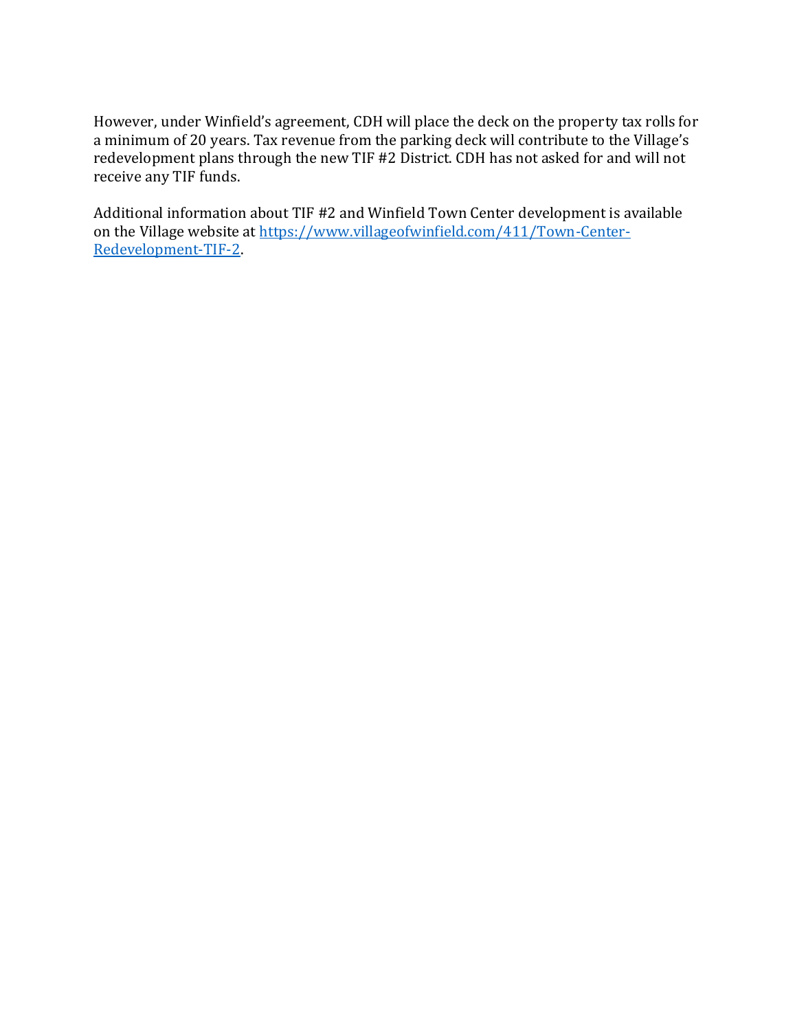However, under Winfield's agreement, CDH will place the deck on the property tax rolls for a minimum of 20 years. Tax revenue from the parking deck will contribute to the Village's redevelopment plans through the new TIF #2 District. CDH has not asked for and will not receive any TIF funds.

Additional information about TIF #2 and Winfield Town Center development is available on the Village website at [https://www.villageofwinfield.com/411/Town-Center-Redevelopment-TIF-2](https://www.villageofwinfield.com/411/Town-Center-Redevelopment-TIF-2).